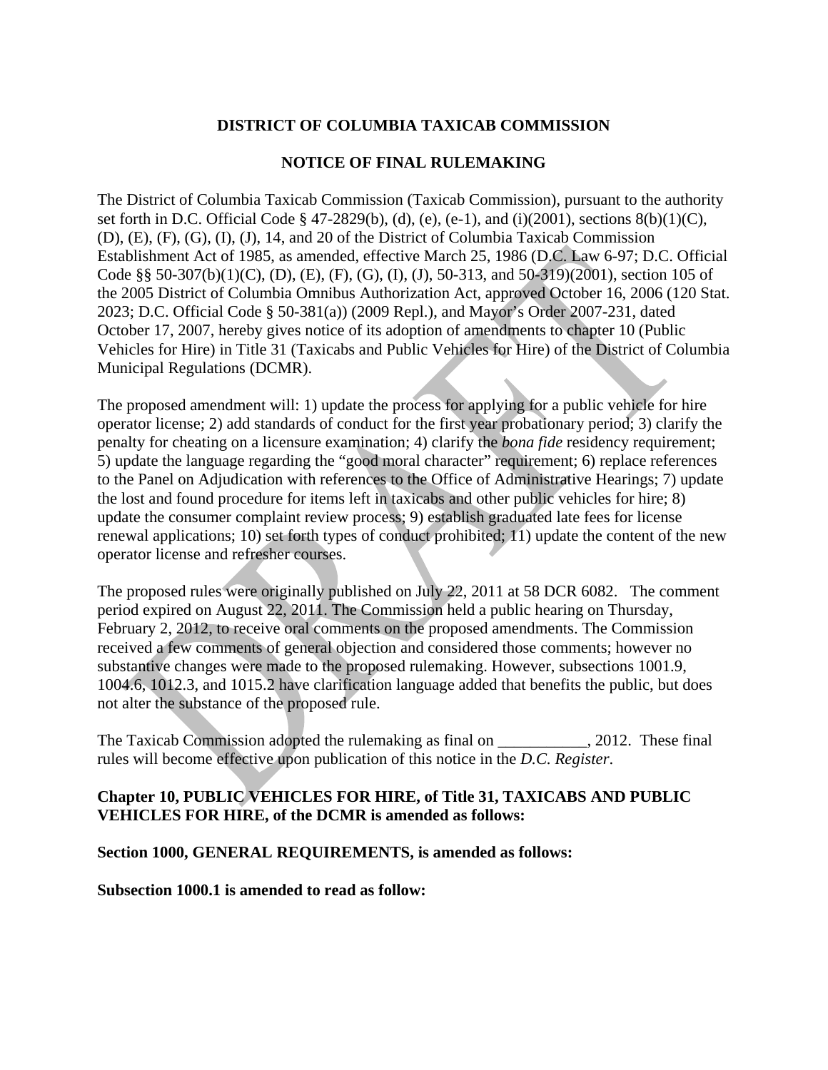**DISTRICT OF COLUMBIA TAXICAB COMMISSION**

**NOTICE OF FINAL RULEMAKING**

The District of Columbia Taxicab Commission (Taxicab Commission), pursuant to the authority set forth in D.C. Official Code § 47-2829(b), (d), (e), (e-1), and (i)(2001), sections 8(b)(1)(C), (D), (E), (F), (G), (I), (J), 14, and 20 of the District of Columbia Taxicab Commission Establishment Act of 1985, as amended, effective March 25, 1986 (D.C. Law 6-97; D.C. Official Code §§ 50-307(b)(1)(C), (D), (E), (F), (G), (I), (J), 50-313, and 50-319)(2001), section 105 of the 2005 District of Columbia Omnibus Authorization Act, approved October 16, 2006 (120 Stat. 2023; D.C. Official Code § 50-381(a)) (2009 Repl.), and Mayor's Order 2007-231, dated October 17, 2007, hereby gives notice of its adoption of amendments to chapter 10 (Public Vehicles for Hire) in Title 31 (Taxicabs and Public Vehicles for Hire) of the District of Columbia Municipal Regulations (DCMR).

The proposed amendment will: 1) update the process for applying for a public vehicle for hire operator license; 2) add standards of conduct for the first year probationary period; 3) clarify the penalty for cheating on a licensure examination; 4) clarify the *bona fide* residency requirement; 5) update the language regarding the "good moral character" requirement; 6) replace references to the Panel on Adjudication with references to the Office of Administrative Hearings; 7) update the lost and found procedure for items left in taxicabs and other public vehicles for hire; 8) update the consumer complaint review process; 9) establish graduated late fees for license renewal applications; 10) set forth types of conduct prohibited; 11) update the content of the new operator license and refresher courses.

The proposed rules were originally published on July 22, 2011 at 58 DCR 6082. The comment period expired on August 22, 2011. The Commission held a public hearing on Thursday, February 2, 2012, to receive oral comments on the proposed amendments. The Commission received a few comments of general objection and considered those comments; however no substantive changes were made to the proposed rulemaking. However, subsections 1001.9, 1004.6, 1012.3, and 1015.2 have clarification language added that benefits the public, but does not alter the substance of the proposed rule.

The Taxicab Commission adopted the rulemaking as final on ___________, 2012. These final rules will become effective upon publication of this notice in the *D.C. Register*.

**Chapter 10, PUBLIC VEHICLES FOR HIRE, of Title 31, TAXICABS AND PUBLIC VEHICLES FOR HIRE, of the DCMR is amended as follows:**

**Section 1000, GENERAL REQUIREMENTS, is amended as follows:**

**Subsection 1000.1 is amended to read as follow:**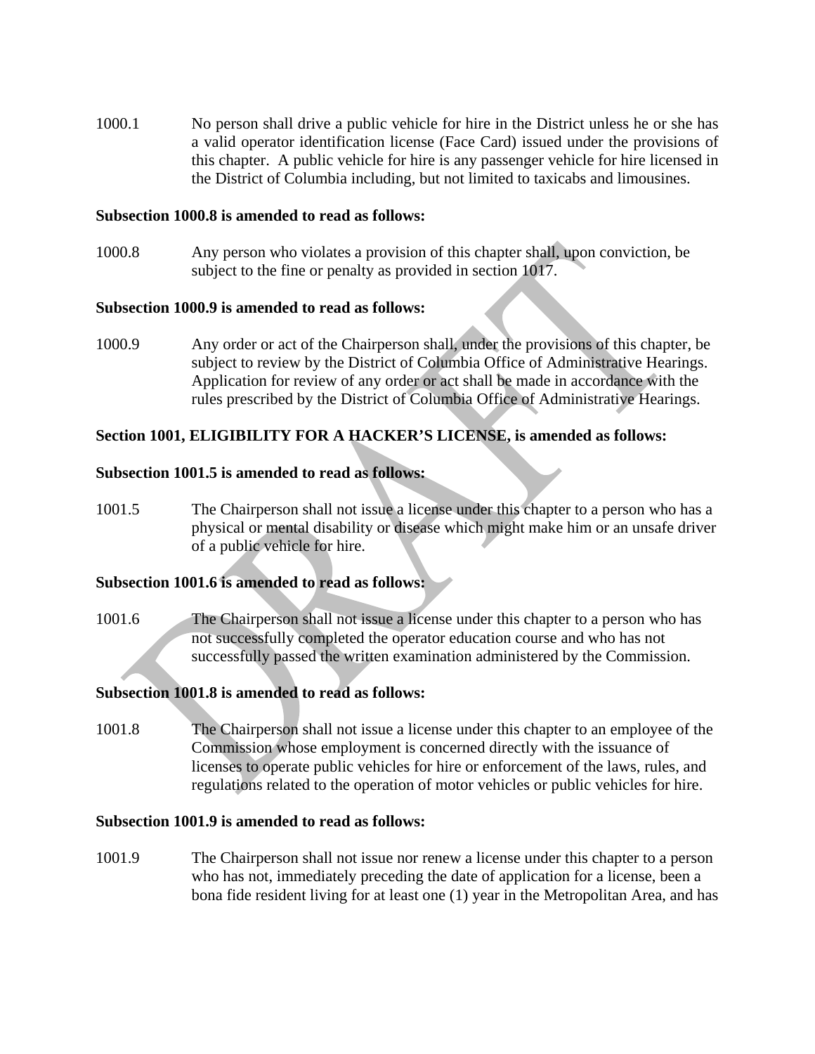1000.1 No person shall drive a public vehicle for hire in the District unless he or she has a valid operator identification license (Face Card) issued under the provisions of this chapter. A public vehicle for hire is any passenger vehicle for hire licensed in the District of Columbia including, but not limited to taxicabs and limousines.

**Subsection 1000.8 is amended to read as follows:**

1000.8 Any person who violates a provision of this chapter shall, upon conviction, be subject to the fine or penalty as provided in section 1017.

**Subsection 1000.9 is amended to read as follows:**

1000.9 Any order or act of the Chairperson shall, under the provisions of this chapter, be subject to review by the District of Columbia Office of Administrative Hearings. Application for review of any order or act shall be made in accordance with the rules prescribed by the District of Columbia Office of Administrative Hearings.

**Section 1001, ELIGIBILITY FOR A HACKER'S LICENSE, is amended as follows:**

**Subsection 1001.5 is amended to read as follows:**

1001.5 The Chairperson shall not issue a license under this chapter to a person who has a physical or mental disability or disease which might make him or an unsafe driver of a public vehicle for hire.

**Subsection 1001.6 is amended to read as follows:**

1001.6 The Chairperson shall not issue a license under this chapter to a person who has not successfully completed the operator education course and who has not successfully passed the written examination administered by the Commission.

**Subsection 1001.8 is amended to read as follows:**

1001.8 The Chairperson shall not issue a license under this chapter to an employee of the Commission whose employment is concerned directly with the issuance of licenses to operate public vehicles for hire or enforcement of the laws, rules, and regulations related to the operation of motor vehicles or public vehicles for hire.

**Subsection 1001.9 is amended to read as follows:**

1001.9 The Chairperson shall not issue nor renew a license under this chapter to a person who has not, immediately preceding the date of application for a license, been a bona fide resident living for at least one (1) year in the Metropolitan Area, and has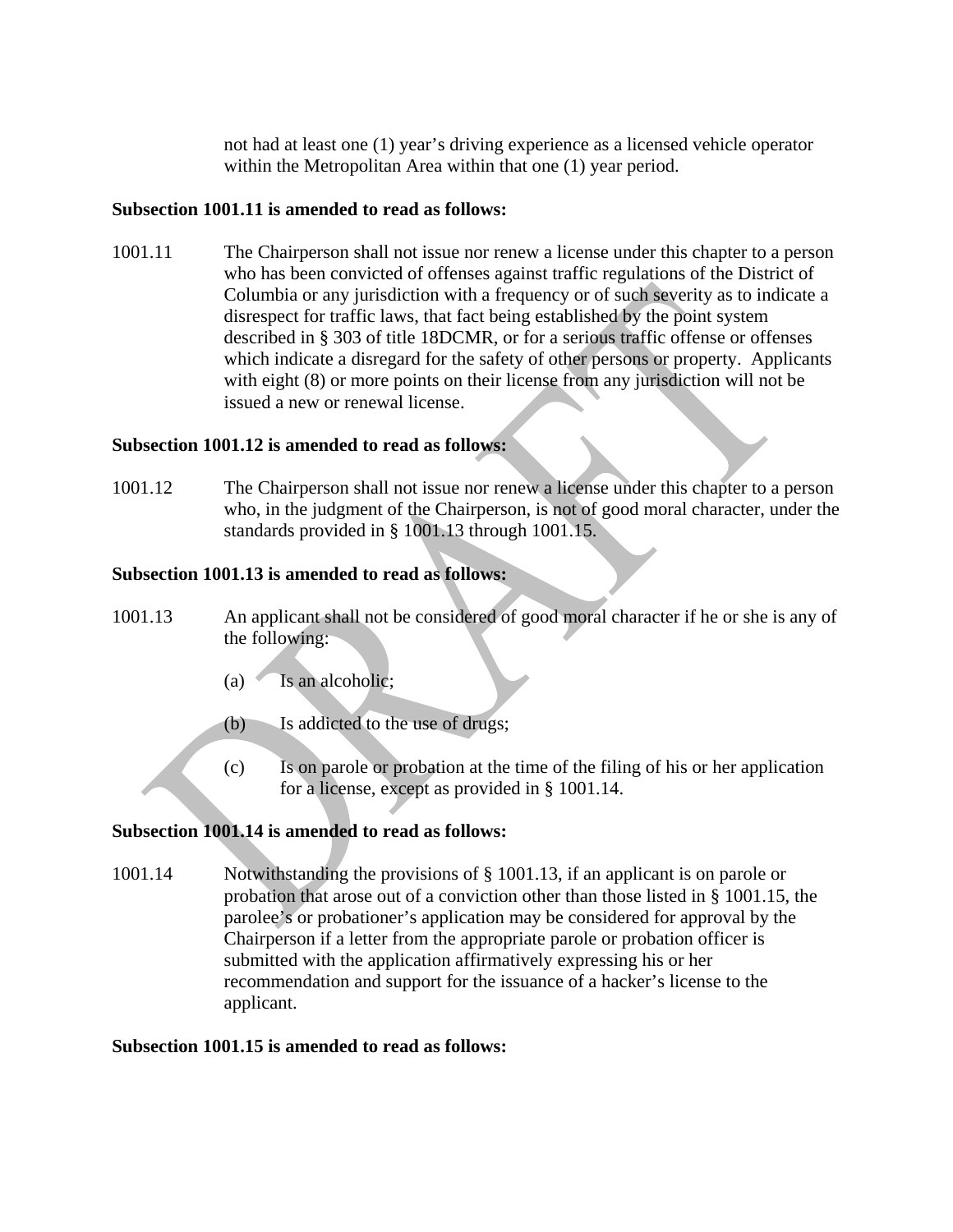not had at least one (1) year's driving experience as a licensed vehicle operator within the Metropolitan Area within that one (1) year period.

**Subsection 1001.11 is amended to read as follows:**

1001.11 The Chairperson shall not issue nor renew a license under this chapter to a person who has been convicted of offenses against traffic regulations of the District of Columbia or any jurisdiction with a frequency or of such severity as to indicate a disrespect for traffic laws, that fact being established by the point system described in § 303 of title 18DCMR, or for a serious traffic offense or offenses which indicate a disregard for the safety of other persons or property. Applicants with eight (8) or more points on their license from any jurisdiction will not be issued a new or renewal license.

**Subsection 1001.12 is amended to read as follows:**

1001.12 The Chairperson shall not issue nor renew a license under this chapter to a person who, in the judgment of the Chairperson, is not of good moral character, under the standards provided in § 1001.13 through 1001.15.

**Subsection 1001.13 is amended to read as follows:**

1001.13 An applicant shall not be considered of good moral character if he or she is any of the following:

(a) Is an alcoholic;

(b) Is addicted to the use of drugs;

(c) Is on parole or probation at the time of the filing of his or her application for a license, except as provided in § 1001.14.

**Subsection 1001.14 is amended to read as follows:**

1001.14 Notwithstanding the provisions of § 1001.13, if an applicant is on parole or probation that arose out of a conviction other than those listed in § 1001.15, the parolee's or probationer's application may be considered for approval by the Chairperson if a letter from the appropriate parole or probation officer is submitted with the application affirmatively expressing his or her recommendation and support for the issuance of a hacker's license to the applicant.

**Subsection 1001.15 is amended to read as follows:**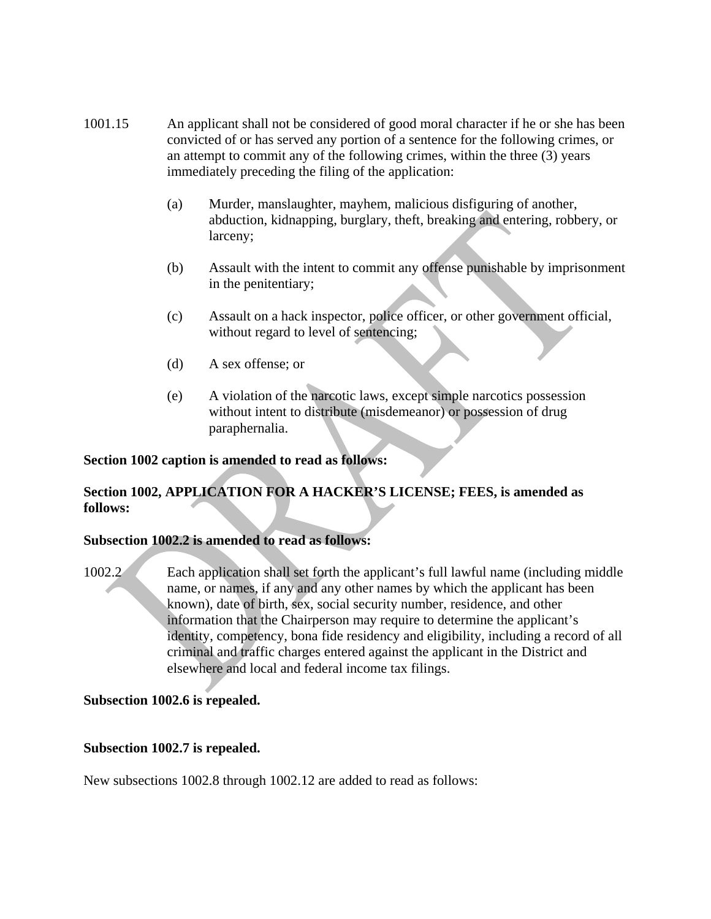1001.15 An applicant shall not be considered of good moral character if he or she has been convicted of or has served any portion of a sentence for the following crimes, or an attempt to commit any of the following crimes, within the three (3) years immediately preceding the filing of the application:

(a) Murder, manslaughter, mayhem, malicious disfiguring of another, abduction, kidnapping, burglary, theft, breaking and entering, robbery, or larceny;

(b) Assault with the intent to commit any offense punishable by imprisonment in the penitentiary;

(c) Assault on a hack inspector, police officer, or other government official, without regard to level of sentencing;

(d) A sex offense; or

(e) A violation of the narcotic laws, except simple narcotics possession without intent to distribute (misdemeanor) or possession of drug paraphernalia.

**Section 1002 caption is amended to read as follows:**

**Section 1002, APPLICATION FOR A HACKER'S LICENSE; FEES, is amended as follows:**

**Subsection 1002.2 is amended to read as follows:**

1002.2 Each application shall set forth the applicant's full lawful name (including middle name, or names, if any and any other names by which the applicant has been known), date of birth, sex, social security number, residence, and other information that the Chairperson may require to determine the applicant's identity, competency, bona fide residency and eligibility, including a record of all criminal and traffic charges entered against the applicant in the District and elsewhere and local and federal income tax filings.

**Subsection 1002.6 is repealed.**

**Subsection 1002.7 is repealed.**

New subsections 1002.8 through 1002.12 are added to read as follows: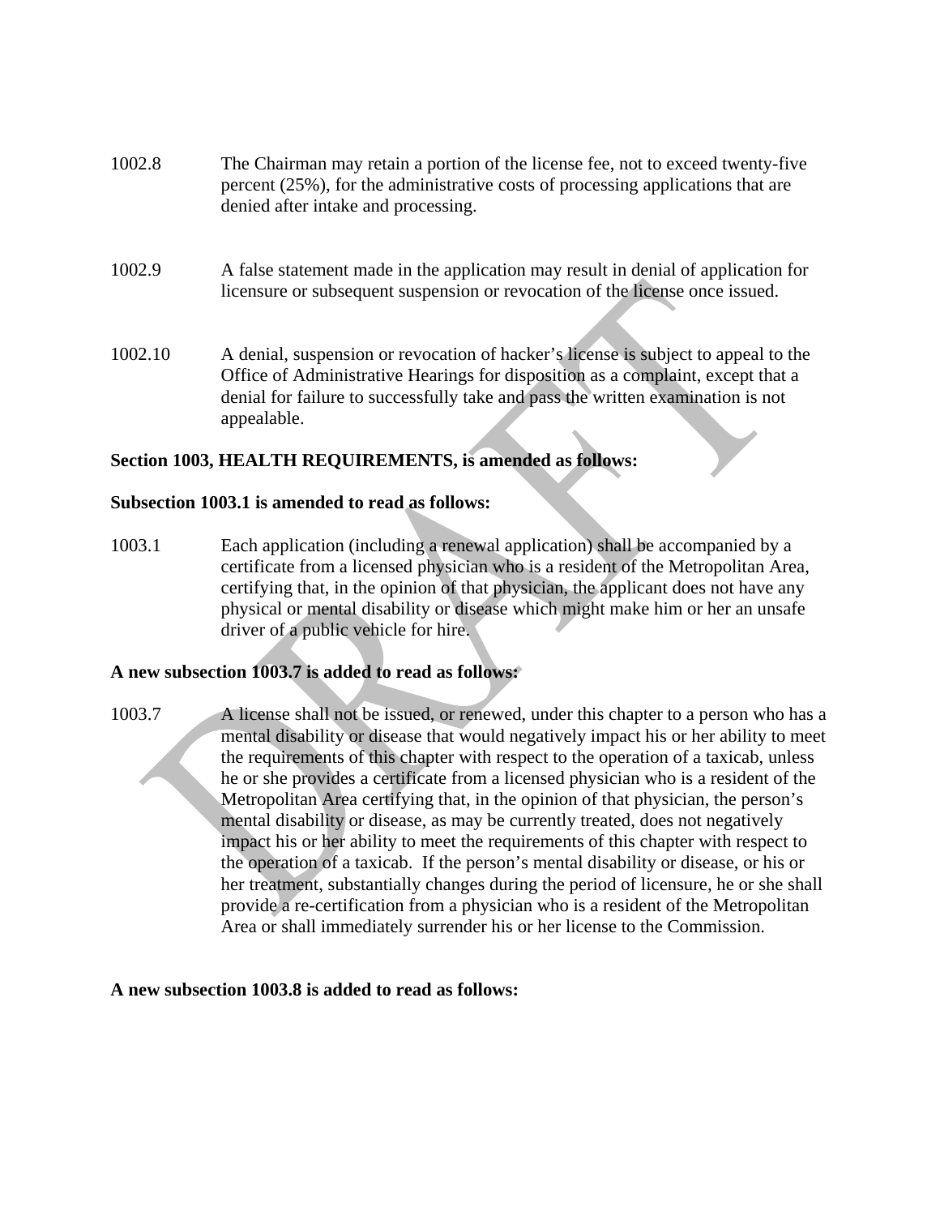1002.8 The Chairman may retain a portion of the license fee, not to exceed twenty-five percent (25%), for the administrative costs of processing applications that are denied after intake and processing.

1002.9 A false statement made in the application may result in denial of application for licensure or subsequent suspension or revocation of the license once issued.

1002.10 A denial, suspension or revocation of hacker's license is subject to appeal to the Office of Administrative Hearings for disposition as a complaint, except that a denial for failure to successfully take and pass the written examination is not appealable.

**Section 1003, HEALTH REQUIREMENTS, is amended as follows:**

**Subsection 1003.1 is amended to read as follows:**

1003.1 Each application (including a renewal application) shall be accompanied by a certificate from a licensed physician who is a resident of the Metropolitan Area, certifying that, in the opinion of that physician, the applicant does not have any physical or mental disability or disease which might make him or her an unsafe driver of a public vehicle for hire.

**A new subsection 1003.7 is added to read as follows:**

1003.7 A license shall not be issued, or renewed, under this chapter to a person who has a mental disability or disease that would negatively impact his or her ability to meet the requirements of this chapter with respect to the operation of a taxicab, unless he or she provides a certificate from a licensed physician who is a resident of the Metropolitan Area certifying that, in the opinion of that physician, the person's mental disability or disease, as may be currently treated, does not negatively impact his or her ability to meet the requirements of this chapter with respect to the operation of a taxicab. If the person's mental disability or disease, or his or her treatment, substantially changes during the period of licensure, he or she shall provide a re-certification from a physician who is a resident of the Metropolitan Area or shall immediately surrender his or her license to the Commission.

**A new subsection 1003.8 is added to read as follows:**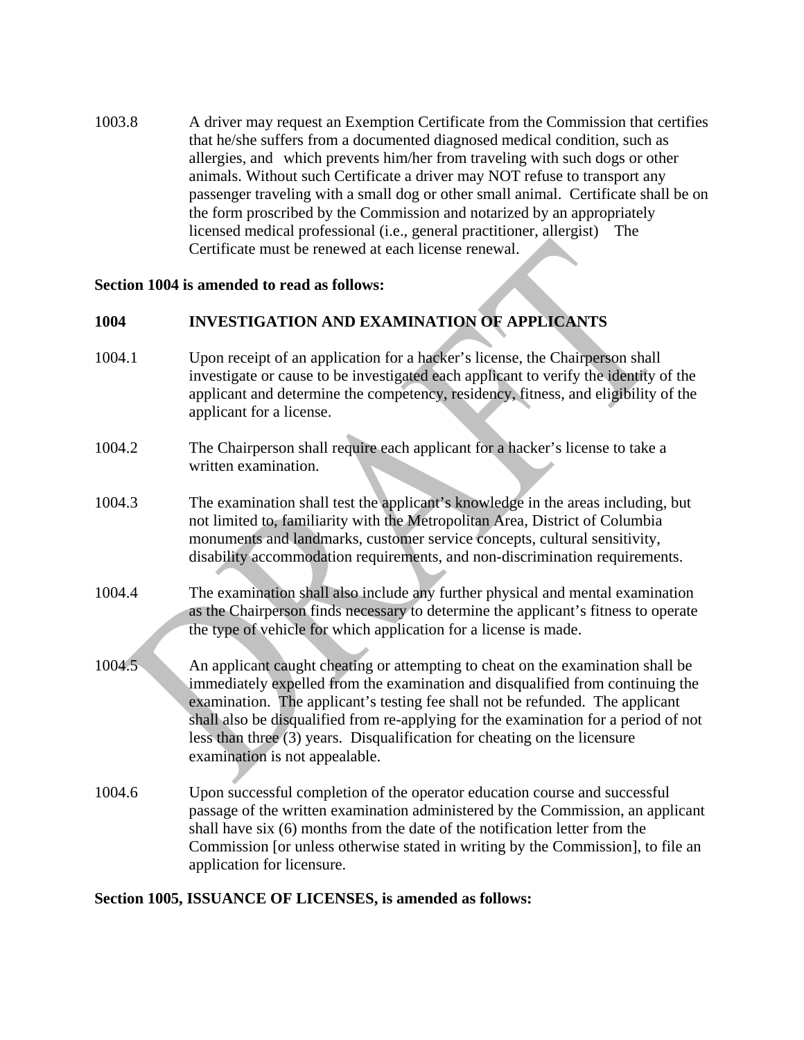1003.8 A driver may request an Exemption Certificate from the Commission that certifies that he/she suffers from a documented diagnosed medical condition, such as allergies, and which prevents him/her from traveling with such dogs or other animals. Without such Certificate a driver may NOT refuse to transport any passenger traveling with a small dog or other small animal. Certificate shall be on the form proscribed by the Commission and notarized by an appropriately licensed medical professional (i.e., general practitioner, allergist) The Certificate must be renewed at each license renewal.

**Section 1004 is amended to read as follows:**

**1004 INVESTIGATION AND EXAMINATION OF APPLICANTS**

1004.1 Upon receipt of an application for a hacker's license, the Chairperson shall investigate or cause to be investigated each applicant to verify the identity of the applicant and determine the competency, residency, fitness, and eligibility of the applicant for a license.

1004.2 The Chairperson shall require each applicant for a hacker's license to take a written examination.

1004.3 The examination shall test the applicant's knowledge in the areas including, but not limited to, familiarity with the Metropolitan Area, District of Columbia monuments and landmarks, customer service concepts, cultural sensitivity, disability accommodation requirements, and non-discrimination requirements.

1004.4 The examination shall also include any further physical and mental examination as the Chairperson finds necessary to determine the applicant's fitness to operate the type of vehicle for which application for a license is made.

1004.5 An applicant caught cheating or attempting to cheat on the examination shall be immediately expelled from the examination and disqualified from continuing the examination. The applicant's testing fee shall not be refunded. The applicant shall also be disqualified from re-applying for the examination for a period of not less than three (3) years. Disqualification for cheating on the licensure examination is not appealable.

1004.6 Upon successful completion of the operator education course and successful passage of the written examination administered by the Commission, an applicant shall have six (6) months from the date of the notification letter from the Commission [or unless otherwise stated in writing by the Commission], to file an application for licensure.

**Section 1005, ISSUANCE OF LICENSES, is amended as follows:**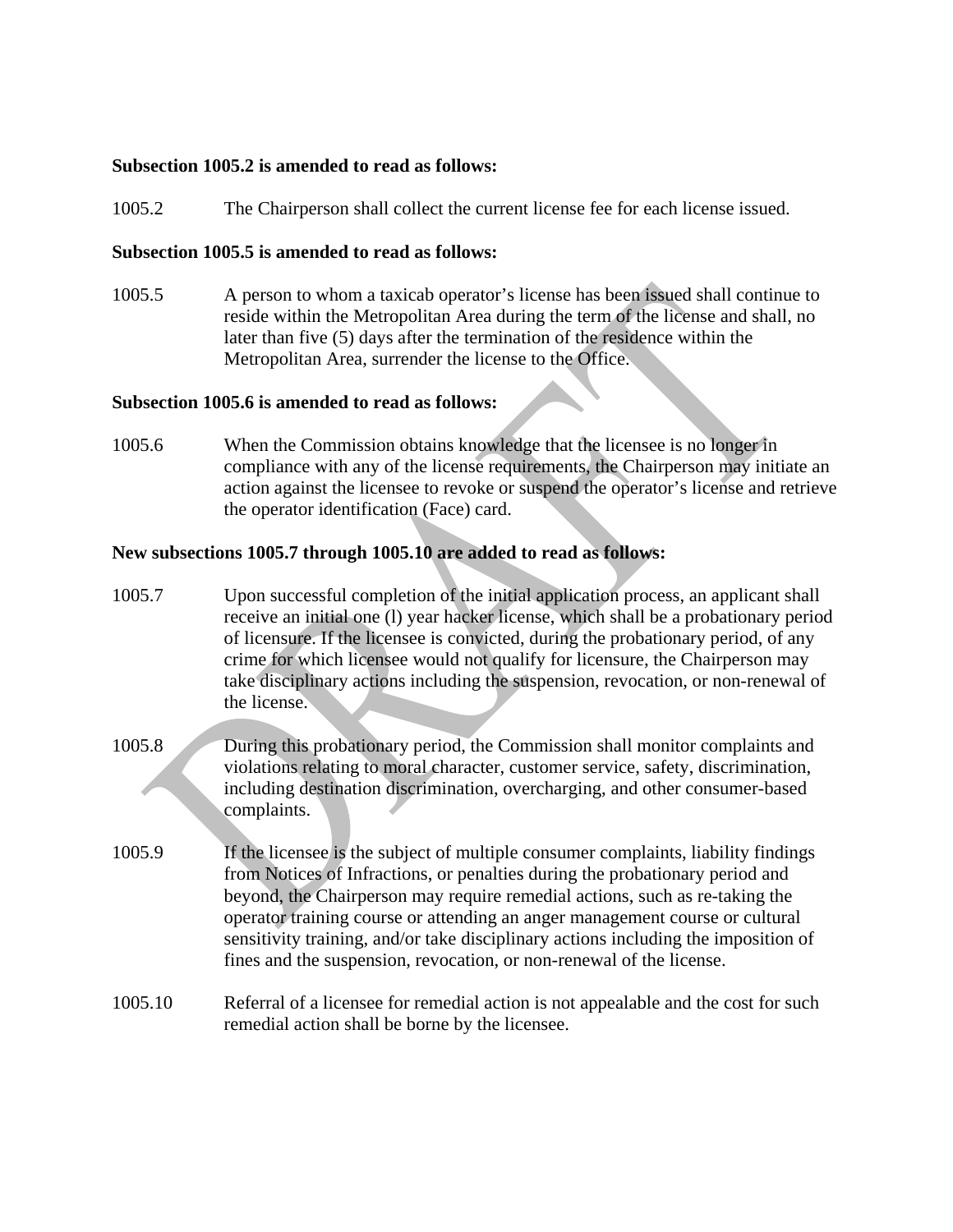**Subsection 1005.2 is amended to read as follows:**

1005.2 The Chairperson shall collect the current license fee for each license issued.

**Subsection 1005.5 is amended to read as follows:**

1005.5 A person to whom a taxicab operator's license has been issued shall continue to reside within the Metropolitan Area during the term of the license and shall, no later than five (5) days after the termination of the residence within the Metropolitan Area, surrender the license to the Office.

**Subsection 1005.6 is amended to read as follows:**

1005.6 When the Commission obtains knowledge that the licensee is no longer in compliance with any of the license requirements, the Chairperson may initiate an action against the licensee to revoke or suspend the operator's license and retrieve the operator identification (Face) card.

**New subsections 1005.7 through 1005.10 are added to read as follows:**

1005.7 Upon successful completion of the initial application process, an applicant shall receive an initial one (l) year hacker license, which shall be a probationary period of licensure. If the licensee is convicted, during the probationary period, of any crime for which licensee would not qualify for licensure, the Chairperson may take disciplinary actions including the suspension, revocation, or non-renewal of the license.

1005.8 During this probationary period, the Commission shall monitor complaints and violations relating to moral character, customer service, safety, discrimination, including destination discrimination, overcharging, and other consumer-based complaints.

1005.9 If the licensee is the subject of multiple consumer complaints, liability findings from Notices of Infractions, or penalties during the probationary period and beyond, the Chairperson may require remedial actions, such as re-taking the operator training course or attending an anger management course or cultural sensitivity training, and/or take disciplinary actions including the imposition of fines and the suspension, revocation, or non-renewal of the license.

1005.10 Referral of a licensee for remedial action is not appealable and the cost for such remedial action shall be borne by the licensee.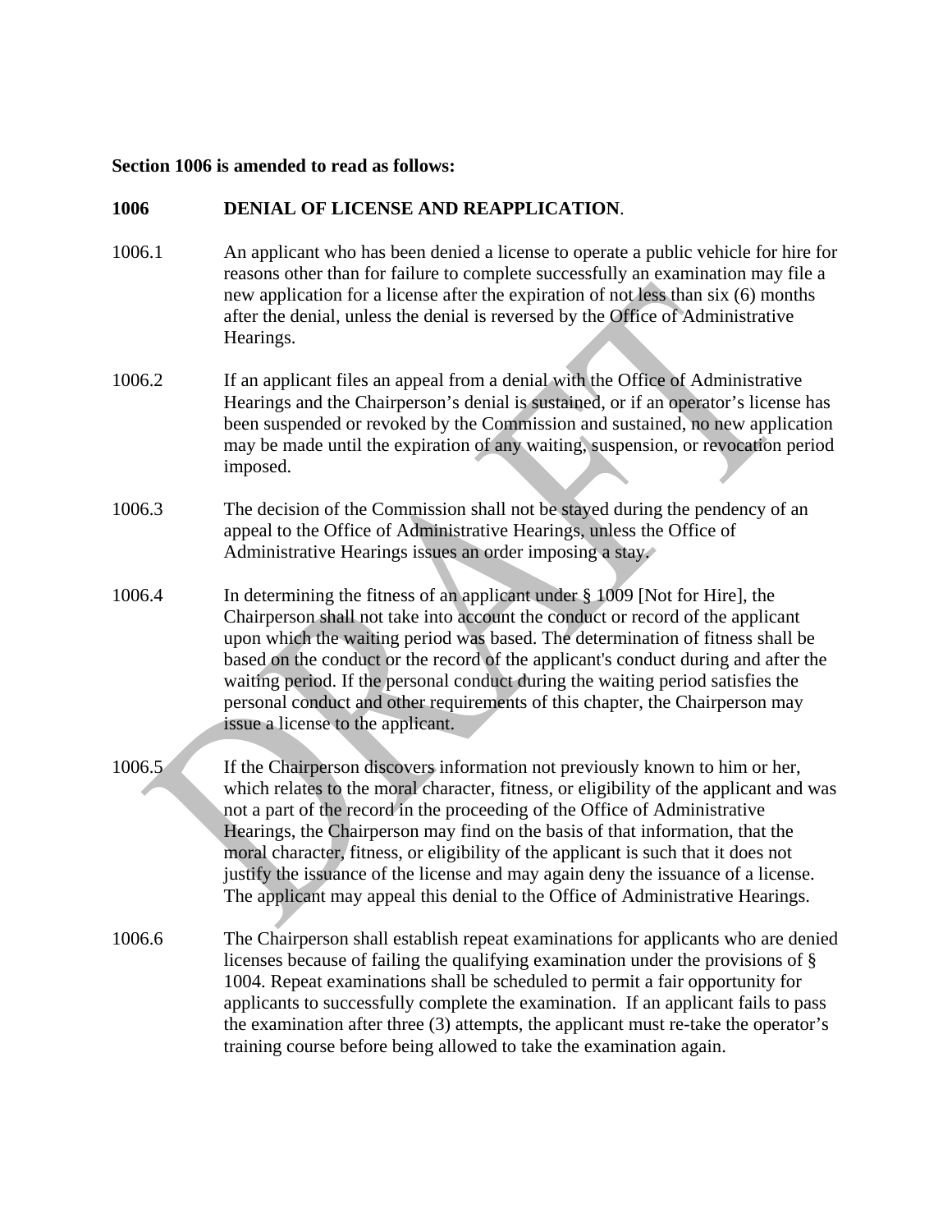**Section 1006 is amended to read as follows:**

**1006 DENIAL OF LICENSE AND REAPPLICATION**.

1006.1 An applicant who has been denied a license to operate a public vehicle for hire for reasons other than for failure to complete successfully an examination may file a new application for a license after the expiration of not less than six (6) months after the denial, unless the denial is reversed by the Office of Administrative Hearings.

1006.2 If an applicant files an appeal from a denial with the Office of Administrative Hearings and the Chairperson's denial is sustained, or if an operator's license has been suspended or revoked by the Commission and sustained, no new application may be made until the expiration of any waiting, suspension, or revocation period imposed.

1006.3 The decision of the Commission shall not be stayed during the pendency of an appeal to the Office of Administrative Hearings, unless the Office of Administrative Hearings issues an order imposing a stay.

1006.4 In determining the fitness of an applicant under § 1009 [Not for Hire], the Chairperson shall not take into account the conduct or record of the applicant upon which the waiting period was based. The determination of fitness shall be based on the conduct or the record of the applicant's conduct during and after the waiting period. If the personal conduct during the waiting period satisfies the personal conduct and other requirements of this chapter, the Chairperson may issue a license to the applicant.

1006.5 If the Chairperson discovers information not previously known to him or her, which relates to the moral character, fitness, or eligibility of the applicant and was not a part of the record in the proceeding of the Office of Administrative Hearings, the Chairperson may find on the basis of that information, that the moral character, fitness, or eligibility of the applicant is such that it does not justify the issuance of the license and may again deny the issuance of a license. The applicant may appeal this denial to the Office of Administrative Hearings.

1006.6 The Chairperson shall establish repeat examinations for applicants who are denied licenses because of failing the qualifying examination under the provisions of § 1004. Repeat examinations shall be scheduled to permit a fair opportunity for applicants to successfully complete the examination. If an applicant fails to pass the examination after three (3) attempts, the applicant must re-take the operator's training course before being allowed to take the examination again.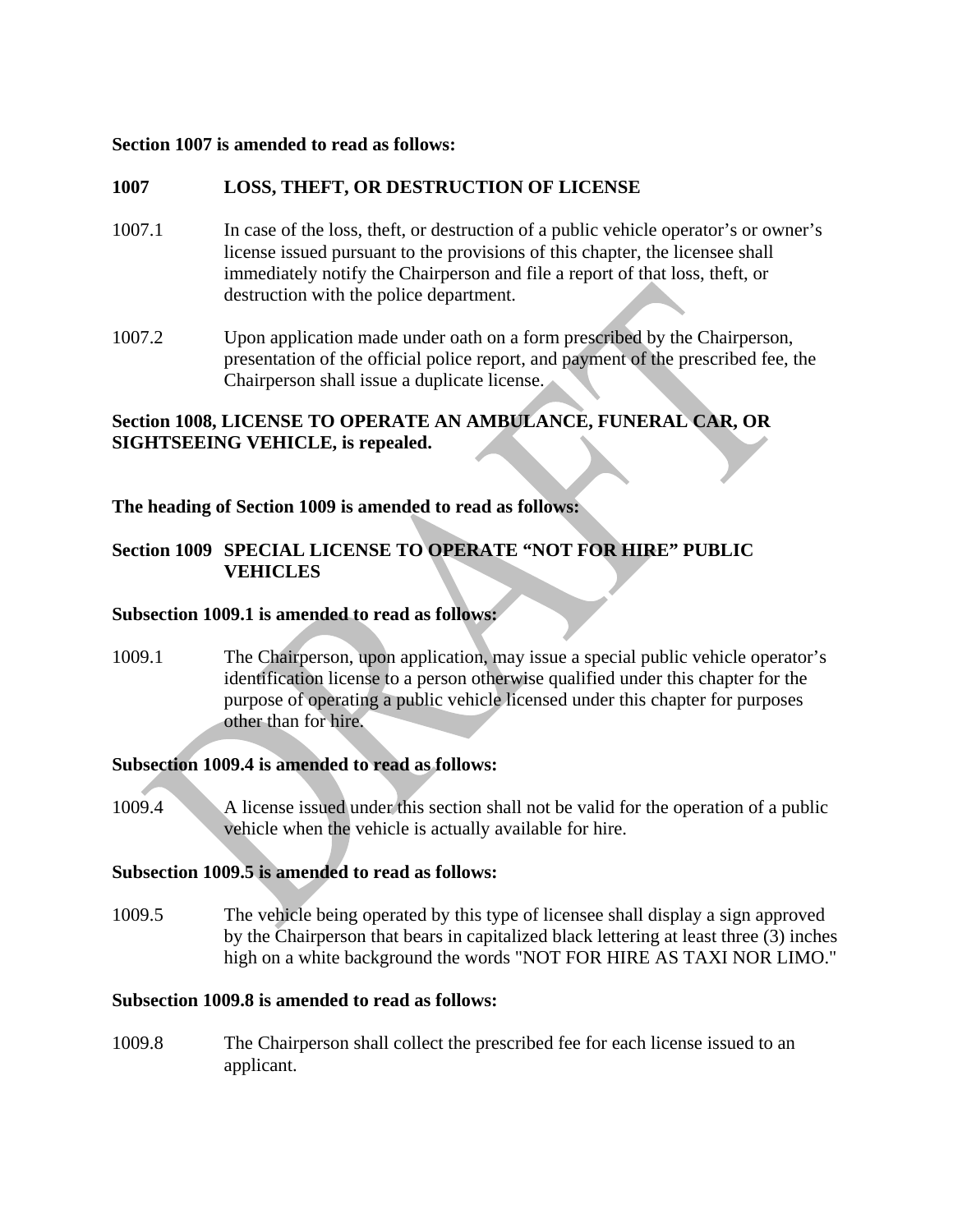**Section 1007 is amended to read as follows:**

**1007 LOSS, THEFT, OR DESTRUCTION OF LICENSE**

1007.1 In case of the loss, theft, or destruction of a public vehicle operator's or owner's license issued pursuant to the provisions of this chapter, the licensee shall immediately notify the Chairperson and file a report of that loss, theft, or destruction with the police department.

1007.2 Upon application made under oath on a form prescribed by the Chairperson, presentation of the official police report, and payment of the prescribed fee, the Chairperson shall issue a duplicate license.

**Section 1008, LICENSE TO OPERATE AN AMBULANCE, FUNERAL CAR, OR SIGHTSEEING VEHICLE, is repealed.**

**The heading of Section 1009 is amended to read as follows:**

**Section 1009 SPECIAL LICENSE TO OPERATE "NOT FOR HIRE" PUBLIC VEHICLES**

**Subsection 1009.1 is amended to read as follows:**

1009.1 The Chairperson, upon application, may issue a special public vehicle operator's identification license to a person otherwise qualified under this chapter for the purpose of operating a public vehicle licensed under this chapter for purposes other than for hire.

**Subsection 1009.4 is amended to read as follows:**

1009.4 A license issued under this section shall not be valid for the operation of a public vehicle when the vehicle is actually available for hire.

**Subsection 1009.5 is amended to read as follows:**

1009.5 The vehicle being operated by this type of licensee shall display a sign approved by the Chairperson that bears in capitalized black lettering at least three (3) inches high on a white background the words "NOT FOR HIRE AS TAXI NOR LIMO."

**Subsection 1009.8 is amended to read as follows:**

1009.8 The Chairperson shall collect the prescribed fee for each license issued to an applicant.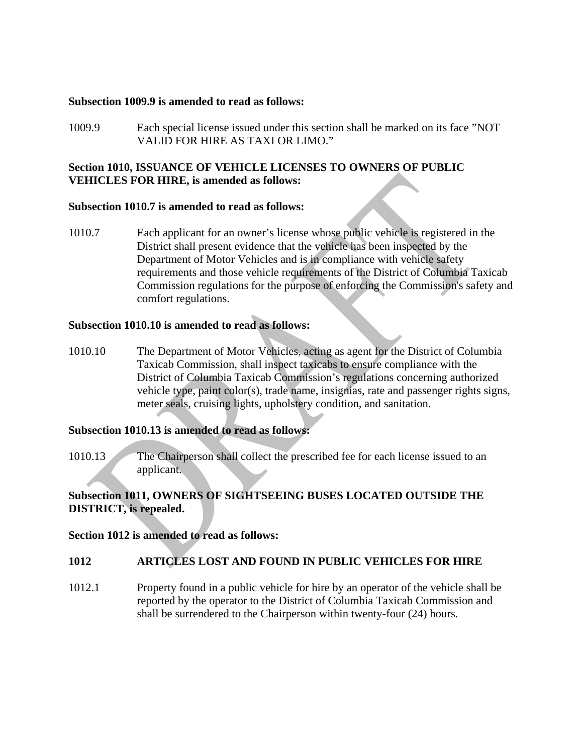**Subsection 1009.9 is amended to read as follows:**

1009.9 Each special license issued under this section shall be marked on its face "NOT VALID FOR HIRE AS TAXI OR LIMO."

**Section 1010, ISSUANCE OF VEHICLE LICENSES TO OWNERS OF PUBLIC VEHICLES FOR HIRE, is amended as follows:**

**Subsection 1010.7 is amended to read as follows:**

1010.7 Each applicant for an owner's license whose public vehicle is registered in the District shall present evidence that the vehicle has been inspected by the Department of Motor Vehicles and is in compliance with vehicle safety requirements and those vehicle requirements of the District of Columbia Taxicab Commission regulations for the purpose of enforcing the Commission's safety and comfort regulations.

**Subsection 1010.10 is amended to read as follows:**

1010.10 The Department of Motor Vehicles, acting as agent for the District of Columbia Taxicab Commission, shall inspect taxicabs to ensure compliance with the District of Columbia Taxicab Commission's regulations concerning authorized vehicle type, paint color(s), trade name, insignias, rate and passenger rights signs, meter seals, cruising lights, upholstery condition, and sanitation.

**Subsection 1010.13 is amended to read as follows:**

1010.13 The Chairperson shall collect the prescribed fee for each license issued to an applicant.

**Subsection 1011, OWNERS OF SIGHTSEEING BUSES LOCATED OUTSIDE THE DISTRICT, is repealed.**

**Section 1012 is amended to read as follows:**

**1012 ARTICLES LOST AND FOUND IN PUBLIC VEHICLES FOR HIRE**

1012.1 Property found in a public vehicle for hire by an operator of the vehicle shall be reported by the operator to the District of Columbia Taxicab Commission and shall be surrendered to the Chairperson within twenty-four (24) hours.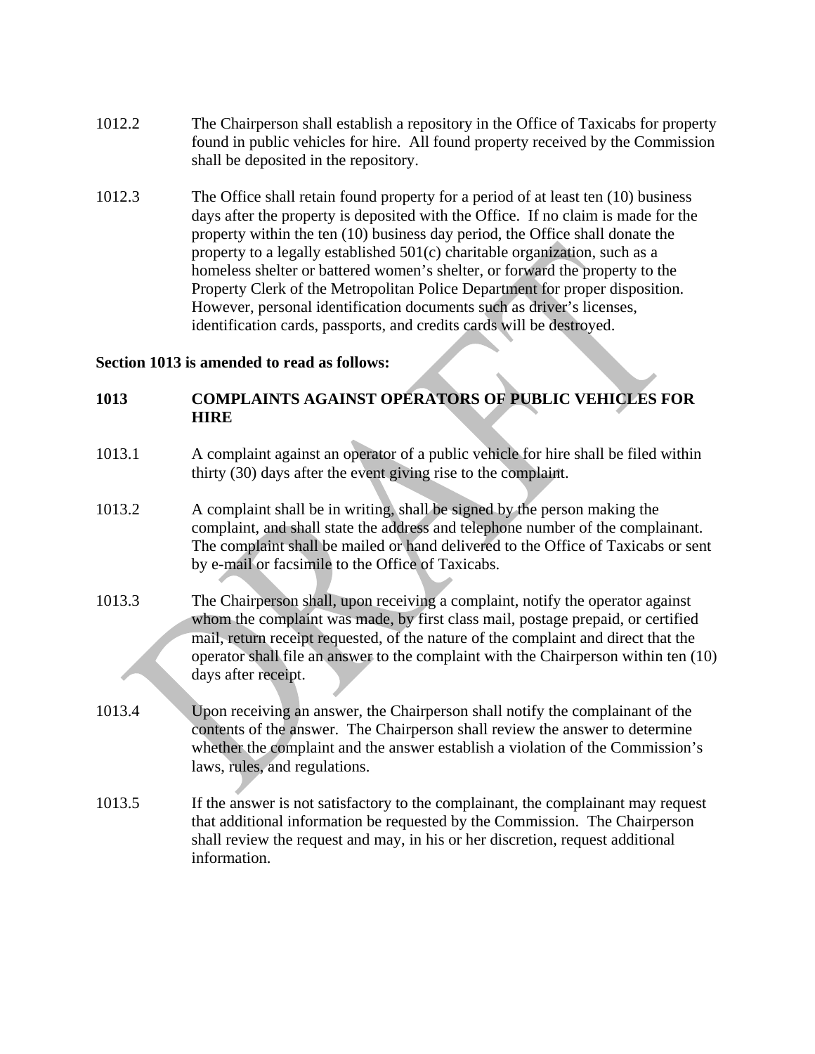1012.2 The Chairperson shall establish a repository in the Office of Taxicabs for property found in public vehicles for hire. All found property received by the Commission shall be deposited in the repository.

1012.3 The Office shall retain found property for a period of at least ten (10) business days after the property is deposited with the Office. If no claim is made for the property within the ten (10) business day period, the Office shall donate the property to a legally established 501(c) charitable organization, such as a homeless shelter or battered women's shelter, or forward the property to the Property Clerk of the Metropolitan Police Department for proper disposition. However, personal identification documents such as driver's licenses, identification cards, passports, and credits cards will be destroyed.

**Section 1013 is amended to read as follows:**

**1013 COMPLAINTS AGAINST OPERATORS OF PUBLIC VEHICLES FOR HIRE**

1013.1 A complaint against an operator of a public vehicle for hire shall be filed within thirty (30) days after the event giving rise to the complaint.

1013.2 A complaint shall be in writing, shall be signed by the person making the complaint, and shall state the address and telephone number of the complainant. The complaint shall be mailed or hand delivered to the Office of Taxicabs or sent by e-mail or facsimile to the Office of Taxicabs.

1013.3 The Chairperson shall, upon receiving a complaint, notify the operator against whom the complaint was made, by first class mail, postage prepaid, or certified mail, return receipt requested, of the nature of the complaint and direct that the operator shall file an answer to the complaint with the Chairperson within ten (10) days after receipt.

1013.4 Upon receiving an answer, the Chairperson shall notify the complainant of the contents of the answer. The Chairperson shall review the answer to determine whether the complaint and the answer establish a violation of the Commission's laws, rules, and regulations.

1013.5 If the answer is not satisfactory to the complainant, the complainant may request that additional information be requested by the Commission. The Chairperson shall review the request and may, in his or her discretion, request additional information.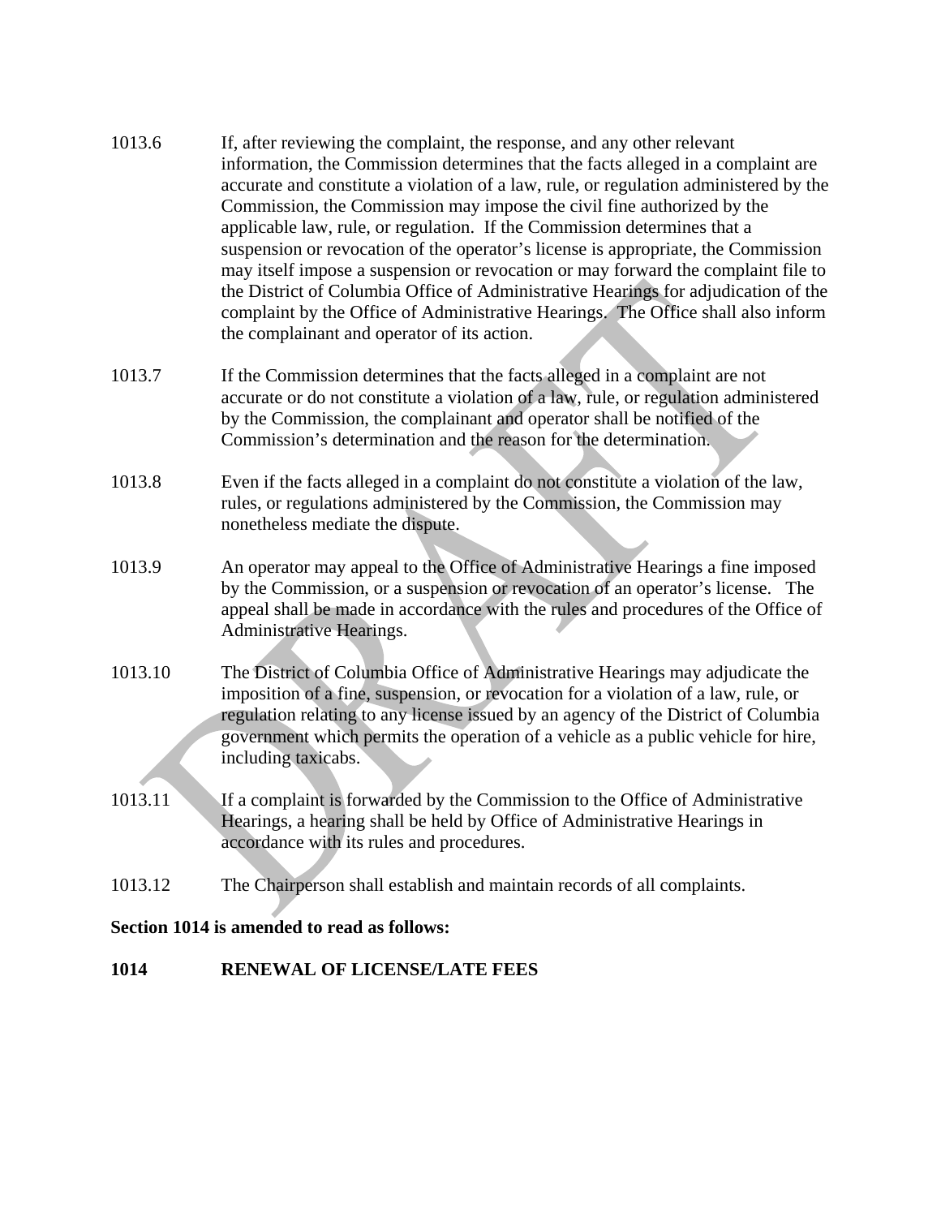1013.6 If, after reviewing the complaint, the response, and any other relevant information, the Commission determines that the facts alleged in a complaint are accurate and constitute a violation of a law, rule, or regulation administered by the Commission, the Commission may impose the civil fine authorized by the applicable law, rule, or regulation. If the Commission determines that a suspension or revocation of the operator's license is appropriate, the Commission may itself impose a suspension or revocation or may forward the complaint file to the District of Columbia Office of Administrative Hearings for adjudication of the complaint by the Office of Administrative Hearings. The Office shall also inform the complainant and operator of its action.

1013.7 If the Commission determines that the facts alleged in a complaint are not accurate or do not constitute a violation of a law, rule, or regulation administered by the Commission, the complainant and operator shall be notified of the Commission's determination and the reason for the determination.

1013.8 Even if the facts alleged in a complaint do not constitute a violation of the law, rules, or regulations administered by the Commission, the Commission may nonetheless mediate the dispute.

1013.9 An operator may appeal to the Office of Administrative Hearings a fine imposed by the Commission, or a suspension or revocation of an operator's license. The appeal shall be made in accordance with the rules and procedures of the Office of Administrative Hearings.

1013.10 The District of Columbia Office of Administrative Hearings may adjudicate the imposition of a fine, suspension, or revocation for a violation of a law, rule, or regulation relating to any license issued by an agency of the District of Columbia government which permits the operation of a vehicle as a public vehicle for hire, including taxicabs.

1013.11 If a complaint is forwarded by the Commission to the Office of Administrative Hearings, a hearing shall be held by Office of Administrative Hearings in accordance with its rules and procedures.

1013.12 The Chairperson shall establish and maintain records of all complaints.

**Section 1014 is amended to read as follows:**

**1014 RENEWAL OF LICENSE/LATE FEES**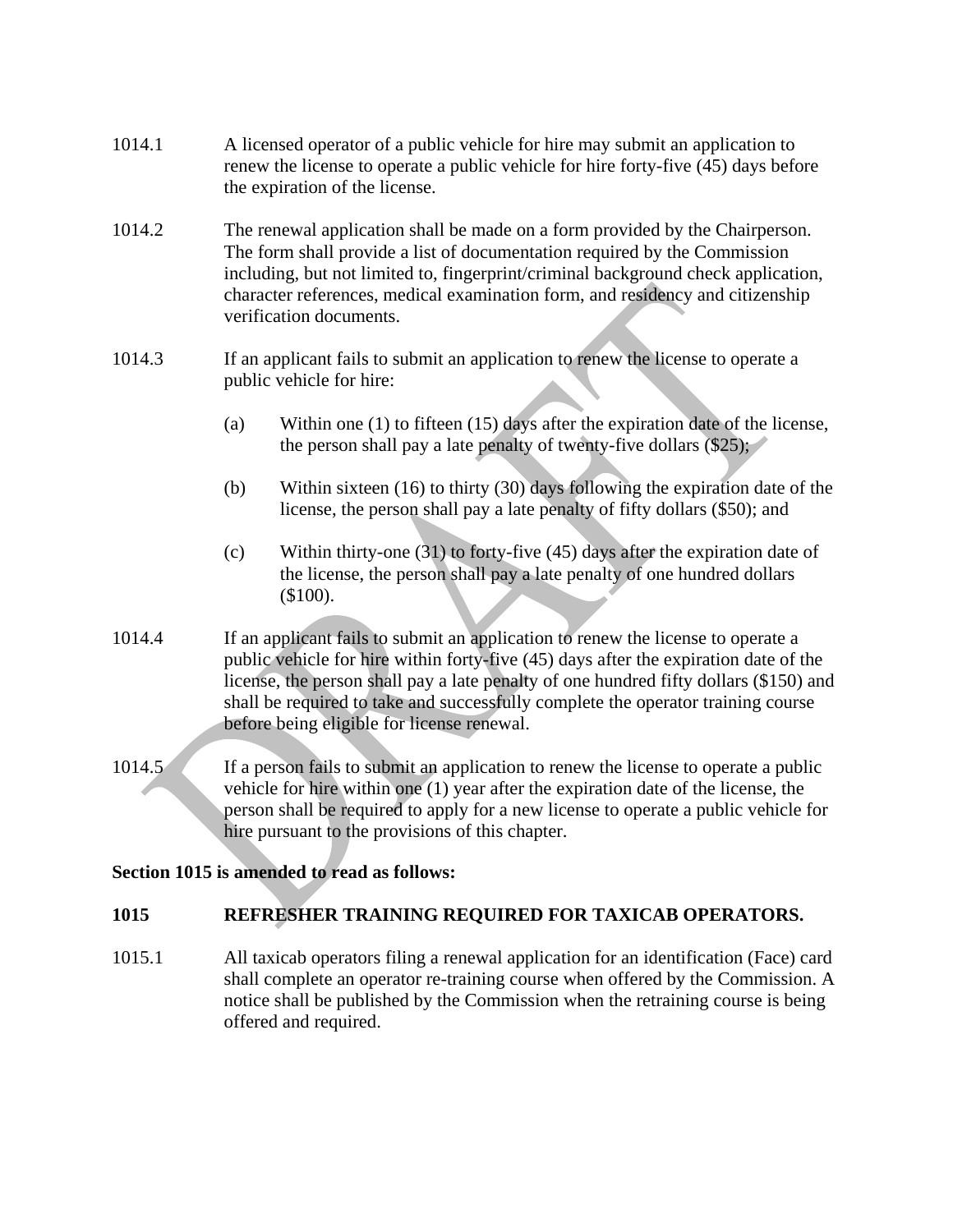1014.1 A licensed operator of a public vehicle for hire may submit an application to renew the license to operate a public vehicle for hire forty-five (45) days before the expiration of the license.

1014.2 The renewal application shall be made on a form provided by the Chairperson. The form shall provide a list of documentation required by the Commission including, but not limited to, fingerprint/criminal background check application, character references, medical examination form, and residency and citizenship verification documents.

1014.3 If an applicant fails to submit an application to renew the license to operate a public vehicle for hire:

(a) Within one (1) to fifteen (15) days after the expiration date of the license, the person shall pay a late penalty of twenty-five dollars ($25);

(b) Within sixteen (16) to thirty (30) days following the expiration date of the license, the person shall pay a late penalty of fifty dollars ($50); and

(c) Within thirty-one (31) to forty-five (45) days after the expiration date of the license, the person shall pay a late penalty of one hundred dollars ($100).

1014.4 If an applicant fails to submit an application to renew the license to operate a public vehicle for hire within forty-five (45) days after the expiration date of the license, the person shall pay a late penalty of one hundred fifty dollars ($150) and shall be required to take and successfully complete the operator training course before being eligible for license renewal.

1014.5 If a person fails to submit an application to renew the license to operate a public vehicle for hire within one (1) year after the expiration date of the license, the person shall be required to apply for a new license to operate a public vehicle for hire pursuant to the provisions of this chapter.

**Section 1015 is amended to read as follows:**

**1015 REFRESHER TRAINING REQUIRED FOR TAXICAB OPERATORS.**

1015.1 All taxicab operators filing a renewal application for an identification (Face) card shall complete an operator re-training course when offered by the Commission. A notice shall be published by the Commission when the retraining course is being offered and required.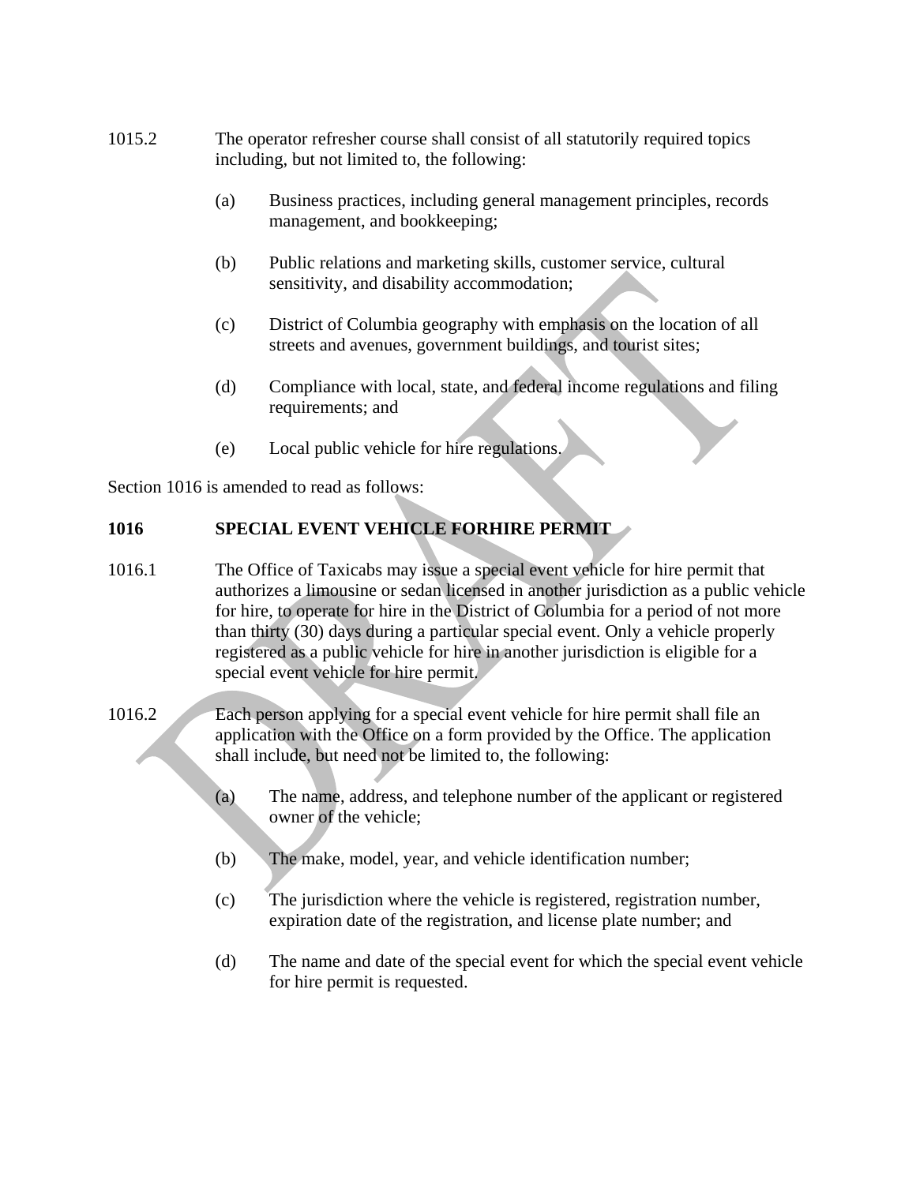1015.2 The operator refresher course shall consist of all statutorily required topics including, but not limited to, the following:

(a) Business practices, including general management principles, records management, and bookkeeping;

(b) Public relations and marketing skills, customer service, cultural sensitivity, and disability accommodation;

(c) District of Columbia geography with emphasis on the location of all streets and avenues, government buildings, and tourist sites;

(d) Compliance with local, state, and federal income regulations and filing requirements; and

(e) Local public vehicle for hire regulations.

Section 1016 is amended to read as follows:

**1016 SPECIAL EVENT VEHICLE FORHIRE PERMIT**

1016.1 The Office of Taxicabs may issue a special event vehicle for hire permit that authorizes a limousine or sedan licensed in another jurisdiction as a public vehicle for hire, to operate for hire in the District of Columbia for a period of not more than thirty (30) days during a particular special event. Only a vehicle properly registered as a public vehicle for hire in another jurisdiction is eligible for a special event vehicle for hire permit.

1016.2 Each person applying for a special event vehicle for hire permit shall file an application with the Office on a form provided by the Office. The application shall include, but need not be limited to, the following:

(a) The name, address, and telephone number of the applicant or registered owner of the vehicle;

(b) The make, model, year, and vehicle identification number;

(c) The jurisdiction where the vehicle is registered, registration number, expiration date of the registration, and license plate number; and

(d) The name and date of the special event for which the special event vehicle for hire permit is requested.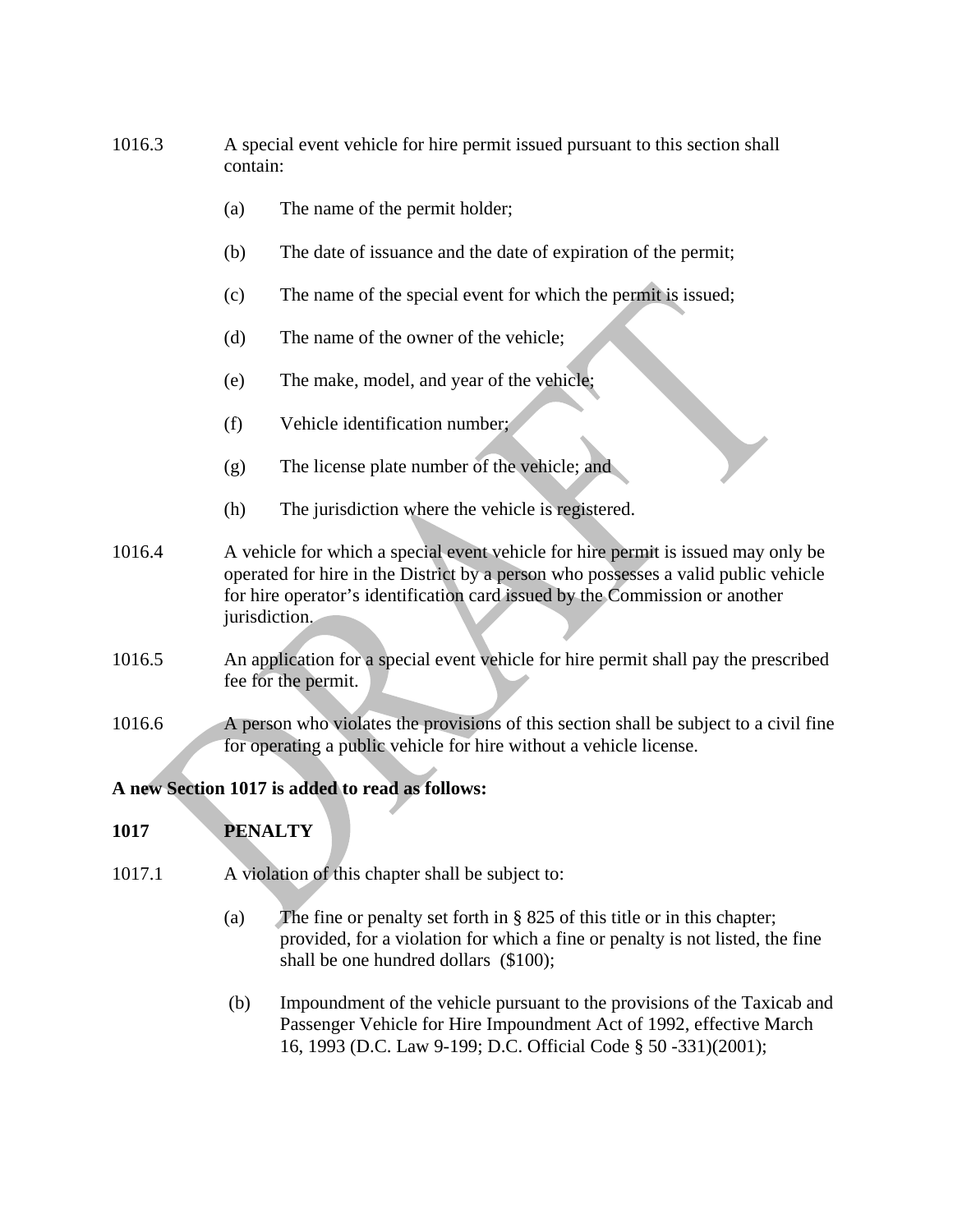1016.3 A special event vehicle for hire permit issued pursuant to this section shall contain:

(a) The name of the permit holder;

(b) The date of issuance and the date of expiration of the permit;

(c) The name of the special event for which the permit is issued;

(d) The name of the owner of the vehicle;

(e) The make, model, and year of the vehicle;

(f) Vehicle identification number;

(g) The license plate number of the vehicle; and

(h) The jurisdiction where the vehicle is registered.

1016.4 A vehicle for which a special event vehicle for hire permit is issued may only be operated for hire in the District by a person who possesses a valid public vehicle for hire operator's identification card issued by the Commission or another jurisdiction.

1016.5 An application for a special event vehicle for hire permit shall pay the prescribed fee for the permit.

1016.6 A person who violates the provisions of this section shall be subject to a civil fine for operating a public vehicle for hire without a vehicle license.

**A new Section 1017 is added to read as follows:**

**1017 PENALTY**

1017.1 A violation of this chapter shall be subject to:

(a) The fine or penalty set forth in § 825 of this title or in this chapter; provided, for a violation for which a fine or penalty is not listed, the fine shall be one hundred dollars ($100);

(b) Impoundment of the vehicle pursuant to the provisions of the Taxicab and Passenger Vehicle for Hire Impoundment Act of 1992, effective March 16, 1993 (D.C. Law 9-199; D.C. Official Code § 50 -331)(2001);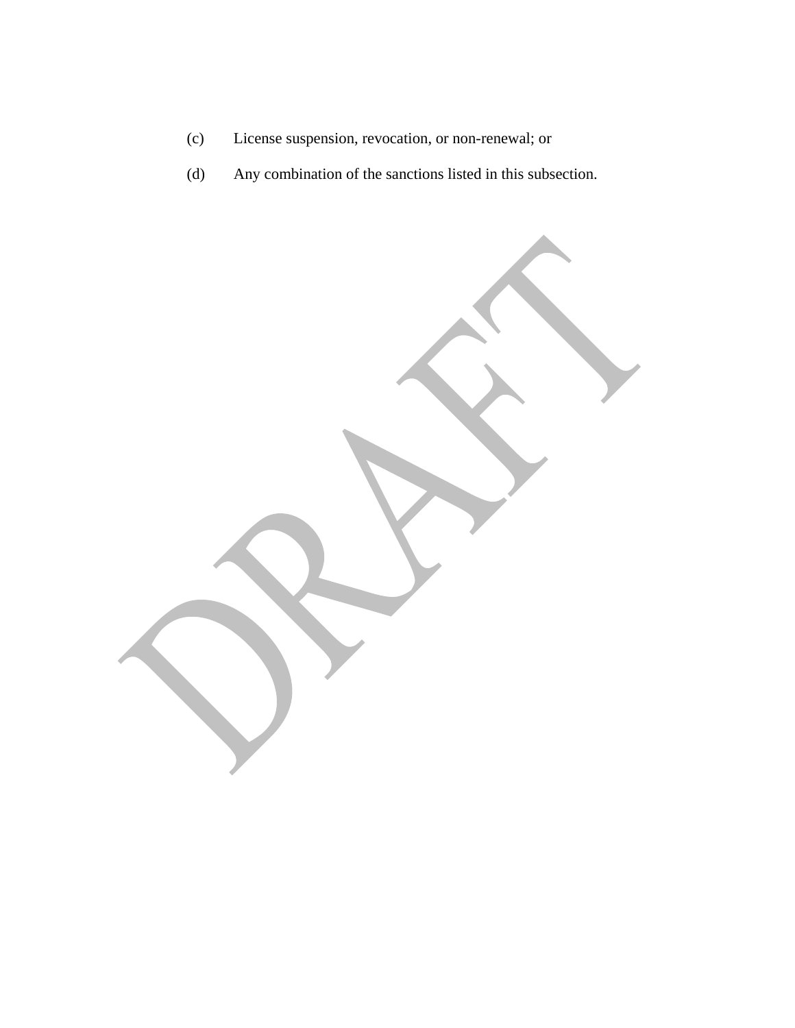(c) License suspension, revocation, or non-renewal; or

(d) Any combination of the sanctions listed in this subsection.